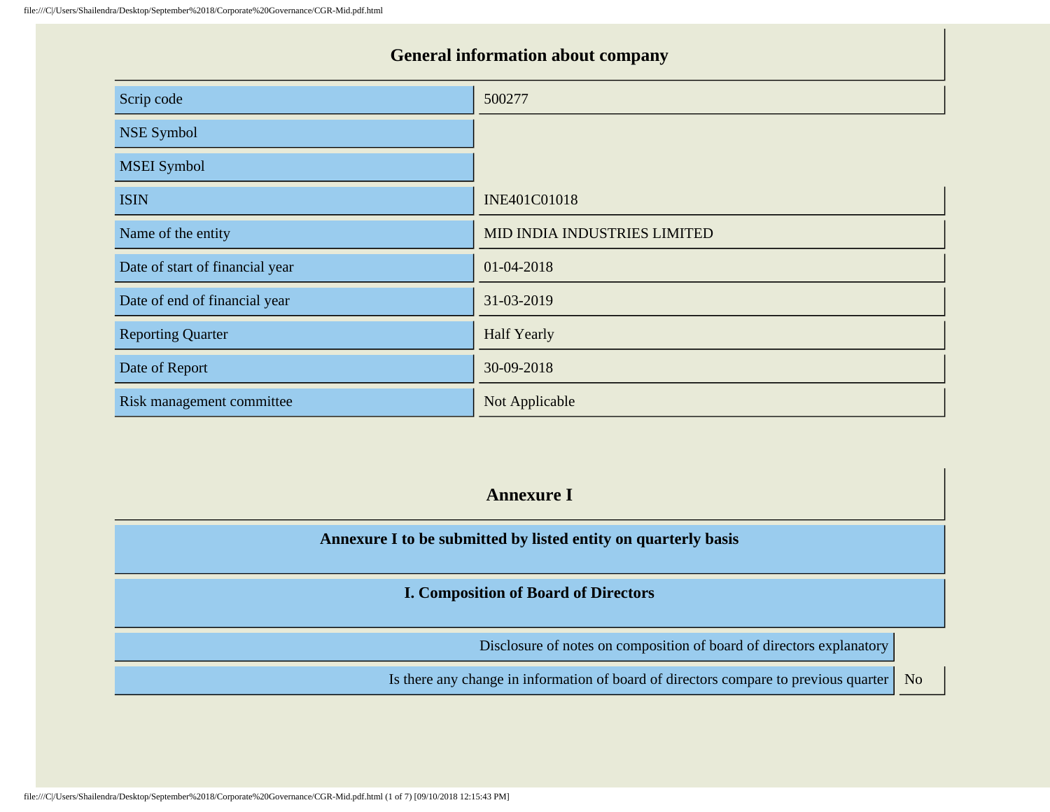## General information about company

| | |
|---|---|
| Scrip code | 500277 |
| NSE Symbol | |
| MSEI Symbol | |
| ISIN | INE401C01018 |
| Name of the entity | MID INDIA INDUSTRIES LIMITED |
| Date of start of financial year | 01-04-2018 |
| Date of end of financial year | 31-03-2019 |
| Reporting Quarter | Half Yearly |
| Date of Report | 30-09-2018 |
| Risk management committee | Not Applicable |

## Annexure I

### Annexure I to be submitted by listed entity on quarterly basis

### I. Composition of Board of Directors

| | |
|---|---|
| Disclosure of notes on composition of board of directors explanatory | |
| Is there any change in information of board of directors compare to previous quarter | No |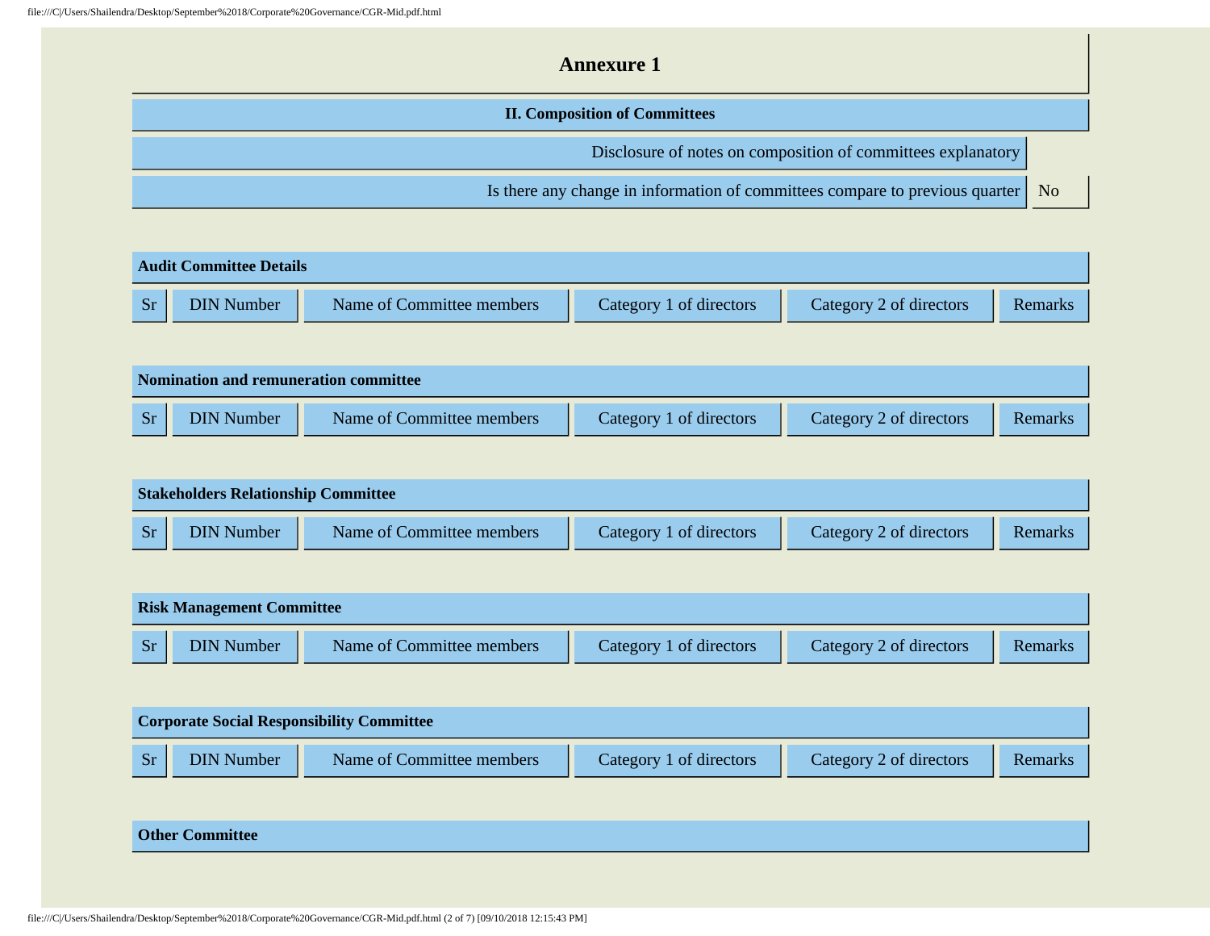# Annexure 1

## II. Composition of Committees

| Disclosure of notes on composition of committees explanatory | |
|---|---|
| Is there any change in information of committees compare to previous quarter | No |

### Audit Committee Details

| Sr | DIN Number | Name of Committee members | Category 1 of directors | Category 2 of directors | Remarks |
|---|---|---|---|---|---|

### Nomination and remuneration committee

| Sr | DIN Number | Name of Committee members | Category 1 of directors | Category 2 of directors | Remarks |
|---|---|---|---|---|---|

### Stakeholders Relationship Committee

| Sr | DIN Number | Name of Committee members | Category 1 of directors | Category 2 of directors | Remarks |
|---|---|---|---|---|---|

### Risk Management Committee

| Sr | DIN Number | Name of Committee members | Category 1 of directors | Category 2 of directors | Remarks |
|---|---|---|---|---|---|

### Corporate Social Responsibility Committee

| Sr | DIN Number | Name of Committee members | Category 1 of directors | Category 2 of directors | Remarks |
|---|---|---|---|---|---|

### Other Committee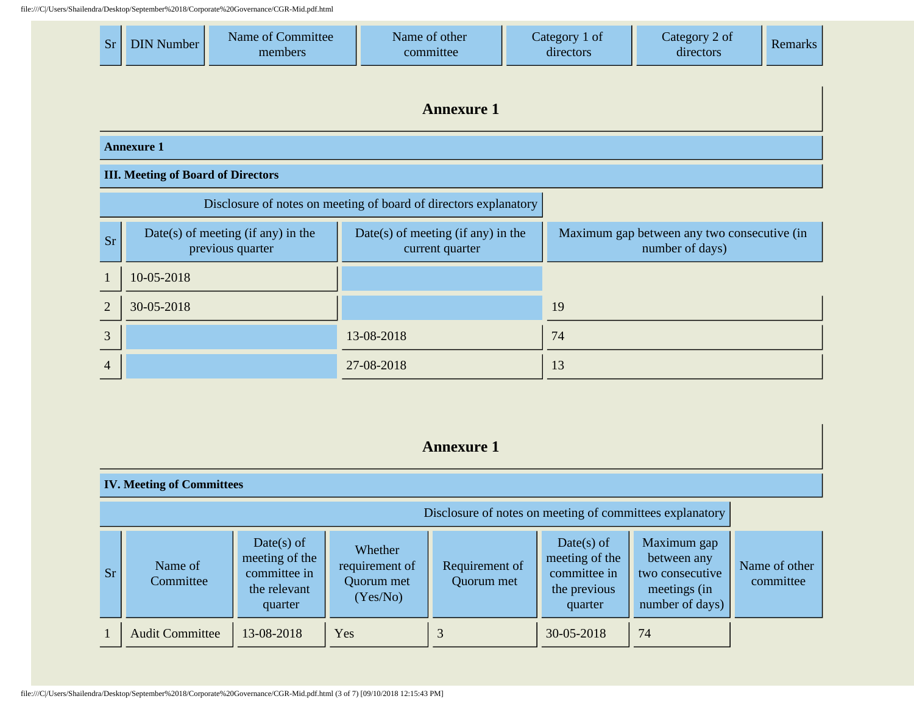| Sr | DIN Number | Name of Committee members | Name of other committee | Category 1 of directors | Category 2 of directors | Remarks |
|---|---|---|---|---|---|---|

## Annexure 1

**Annexure 1**

**III. Meeting of Board of Directors**

Disclosure of notes on meeting of board of directors explanatory

| Sr | Date(s) of meeting (if any) in the previous quarter | Date(s) of meeting (if any) in the current quarter | Maximum gap between any two consecutive (in number of days) |
|---|---|---|---|
| 1 | 10-05-2018 | | |
| 2 | 30-05-2018 | | 19 |
| 3 | | 13-08-2018 | 74 |
| 4 | | 27-08-2018 | 13 |

## Annexure 1

**IV. Meeting of Committees**

Disclosure of notes on meeting of committees explanatory

| Sr | Name of Committee | Date(s) of meeting of the committee in the relevant quarter | Whether requirement of Quorum met (Yes/No) | Requirement of Quorum met | Date(s) of meeting of the committee in the previous quarter | Maximum gap between any two consecutive meetings (in number of days) | Name of other committee |
|---|---|---|---|---|---|---|---|
| 1 | Audit Committee | 13-08-2018 | Yes | 3 | 30-05-2018 | 74 | |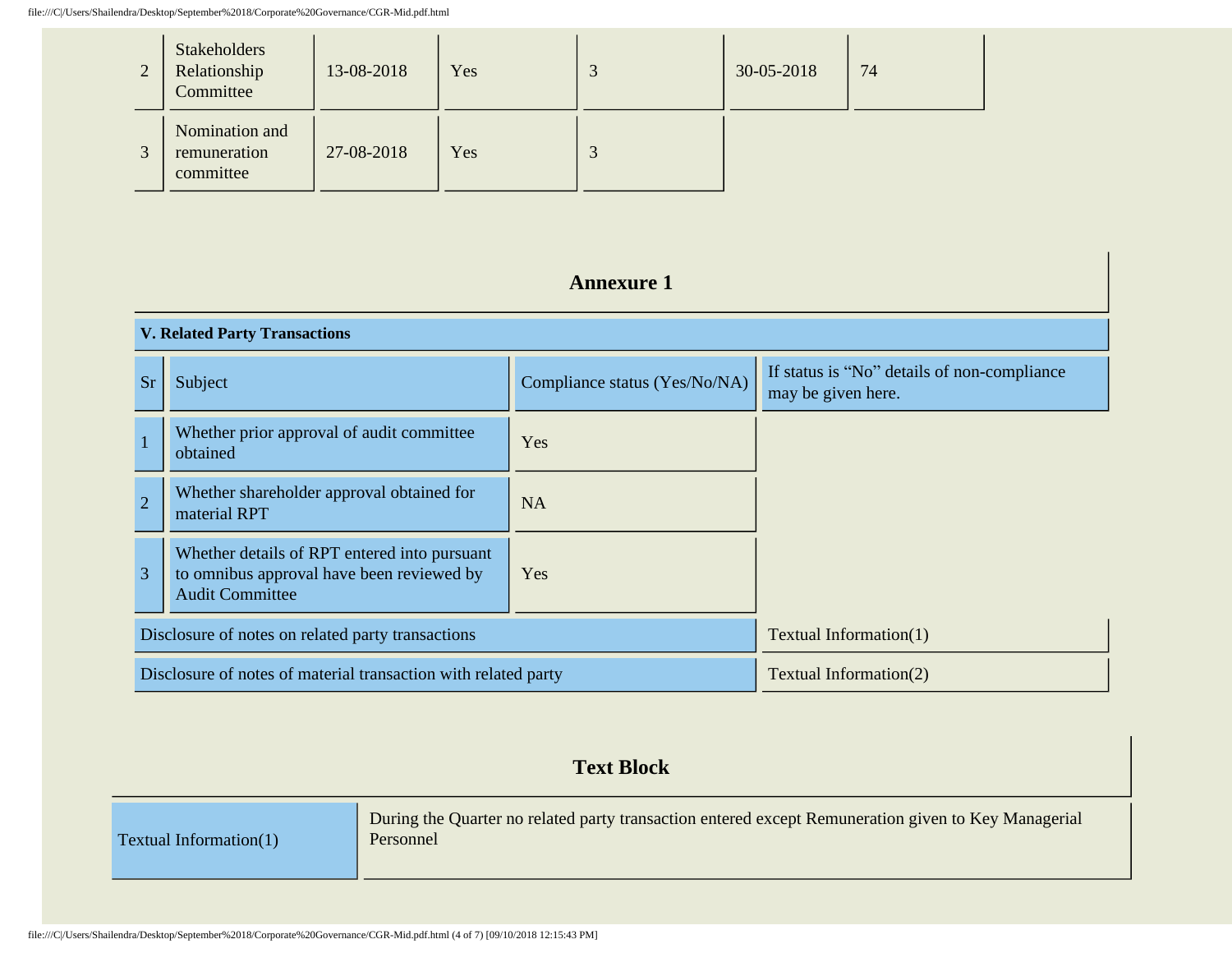| 2 | Stakeholders Relationship Committee | 13-08-2018 | Yes | 3 | 30-05-2018 | 74 |
|---|---|---|---|---|---|---|
| 3 | Nomination and remuneration committee | 27-08-2018 | Yes | 3 | | |

## Annexure 1

| **V. Related Party Transactions** | | | |
|---|---|---|---|
| Sr | Subject | Compliance status (Yes/No/NA) | If status is "No" details of non-compliance may be given here. |
| 1 | Whether prior approval of audit committee obtained | Yes | |
| 2 | Whether shareholder approval obtained for material RPT | NA | |
| 3 | Whether details of RPT entered into pursuant to omnibus approval have been reviewed by Audit Committee | Yes | |
| Disclosure of notes on related party transactions | | | Textual Information(1) |
| Disclosure of notes of material transaction with related party | | | Textual Information(2) |

## Text Block

| Textual Information(1) | During the Quarter no related party transaction entered except Remuneration given to Key Managerial Personnel |
|---|---|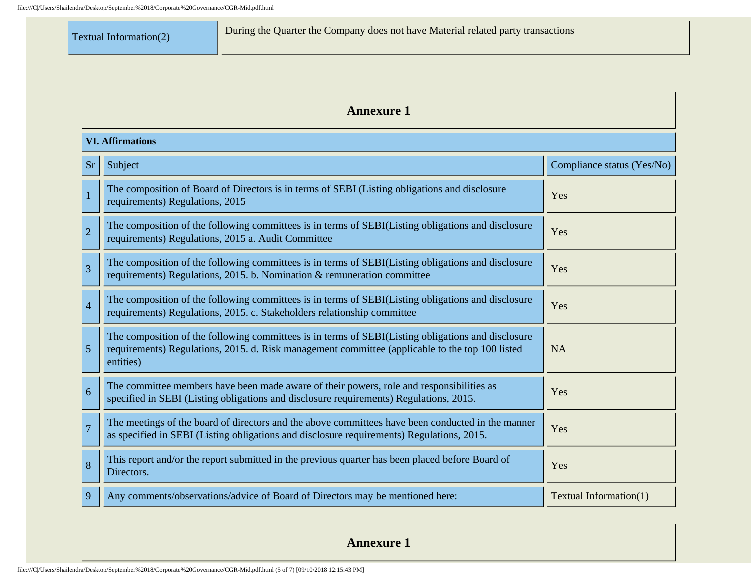| Textual Information(2) | During the Quarter the Company does not have Material related party transactions |
|---|---|

## Annexure 1

| VI. Affirmations | | |
|---|---|---|
| Sr | Subject | Compliance status (Yes/No) |
| 1 | The composition of Board of Directors is in terms of SEBI (Listing obligations and disclosure requirements) Regulations, 2015 | Yes |
| 2 | The composition of the following committees is in terms of SEBI(Listing obligations and disclosure requirements) Regulations, 2015 a. Audit Committee | Yes |
| 3 | The composition of the following committees is in terms of SEBI(Listing obligations and disclosure requirements) Regulations, 2015. b. Nomination & remuneration committee | Yes |
| 4 | The composition of the following committees is in terms of SEBI(Listing obligations and disclosure requirements) Regulations, 2015. c. Stakeholders relationship committee | Yes |
| 5 | The composition of the following committees is in terms of SEBI(Listing obligations and disclosure requirements) Regulations, 2015. d. Risk management committee (applicable to the top 100 listed entities) | NA |
| 6 | The committee members have been made aware of their powers, role and responsibilities as specified in SEBI (Listing obligations and disclosure requirements) Regulations, 2015. | Yes |
| 7 | The meetings of the board of directors and the above committees have been conducted in the manner as specified in SEBI (Listing obligations and disclosure requirements) Regulations, 2015. | Yes |
| 8 | This report and/or the report submitted in the previous quarter has been placed before Board of Directors. | Yes |
| 9 | Any comments/observations/advice of Board of Directors may be mentioned here: | Textual Information(1) |

## Annexure 1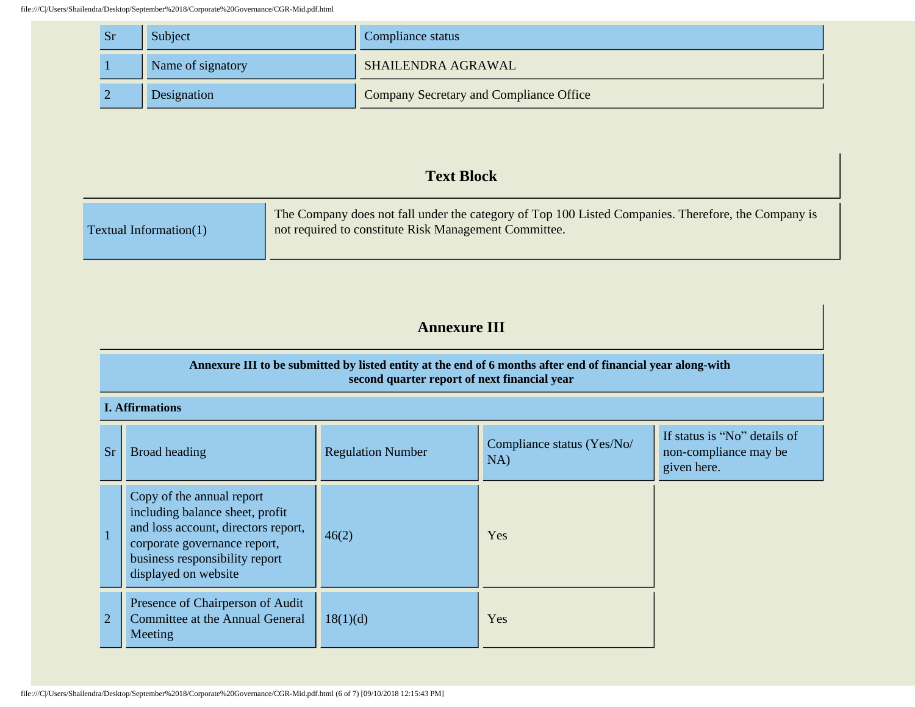| Sr | Subject | Compliance status |
|---|---|---|
| 1 | Name of signatory | SHAILENDRA AGRAWAL |
| 2 | Designation | Company Secretary and Compliance Office |

## Text Block

| | |
|---|---|
| Textual Information(1) | The Company does not fall under the category of Top 100 Listed Companies. Therefore, the Company is not required to constitute Risk Management Committee. |

## Annexure III

**Annexure III to be submitted by listed entity at the end of 6 months after end of financial year along-with second quarter report of next financial year**

**I. Affirmations**

| Sr | Broad heading | Regulation Number | Compliance status (Yes/No/NA) | If status is “No” details of non-compliance may be given here. |
|---|---|---|---|---|
| 1 | Copy of the annual report including balance sheet, profit and loss account, directors report, corporate governance report, business responsibility report displayed on website | 46(2) | Yes | |
| 2 | Presence of Chairperson of Audit Committee at the Annual General Meeting | 18(1)(d) | Yes | |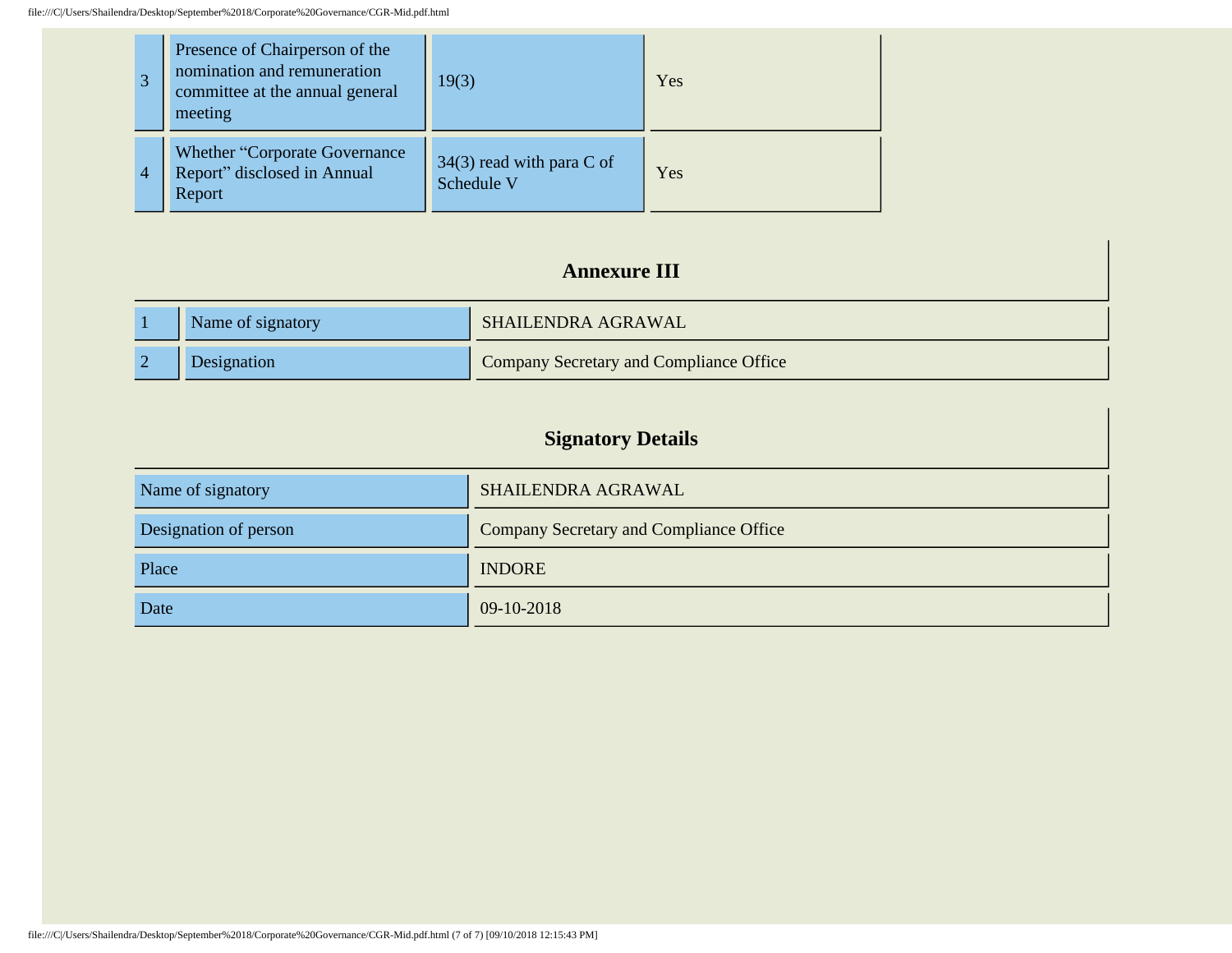| | | | |
|---|---|---|---|
| 3 | Presence of Chairperson of the nomination and remuneration committee at the annual general meeting | 19(3) | Yes |
| 4 | Whether “Corporate Governance Report” disclosed in Annual Report | 34(3) read with para C of Schedule V | Yes |

## Annexure III

| | | |
|---|---|---|
| 1 | Name of signatory | SHAILENDRA AGRAWAL |
| 2 | Designation | Company Secretary and Compliance Office |

## Signatory Details

| | |
|---|---|
| Name of signatory | SHAILENDRA AGRAWAL |
| Designation of person | Company Secretary and Compliance Office |
| Place | INDORE |
| Date | 09-10-2018 |